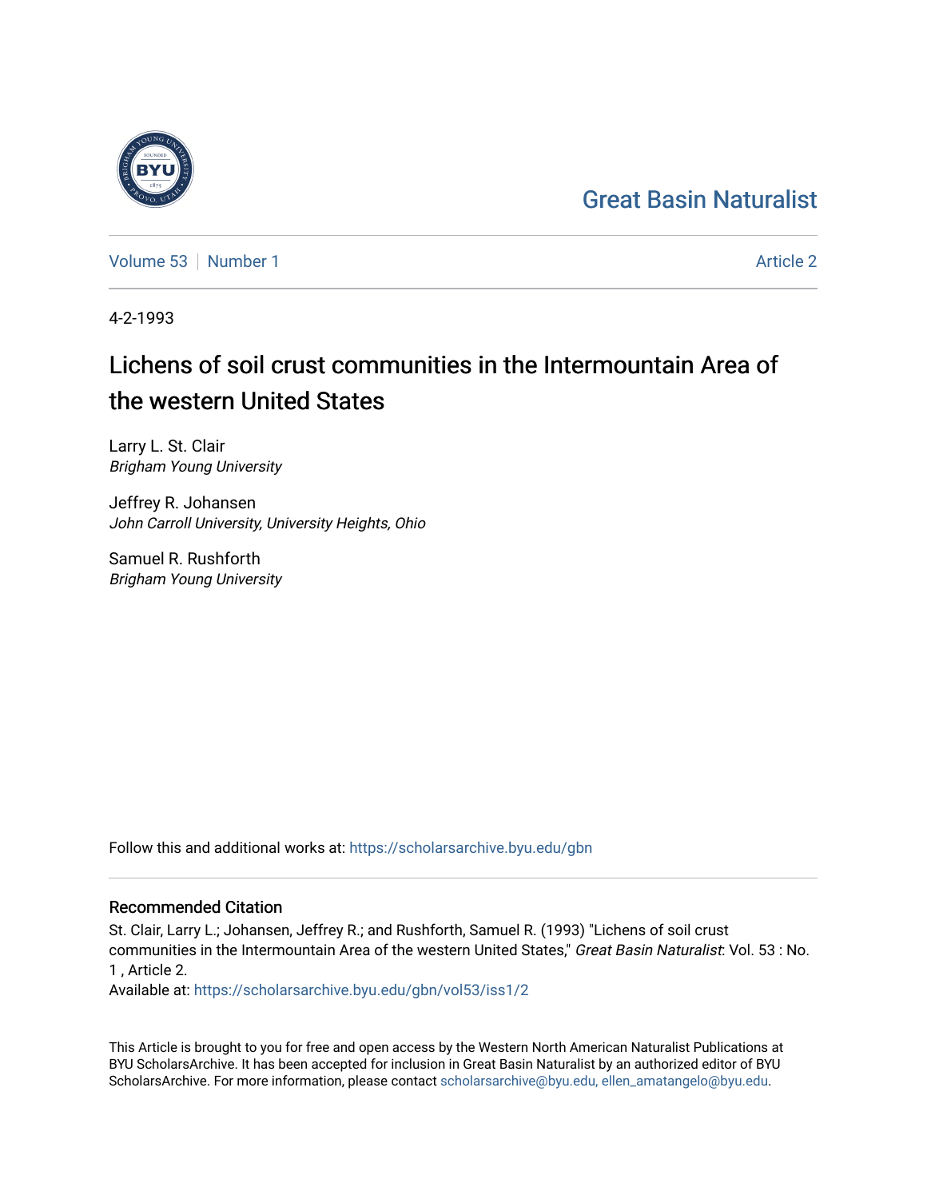Great Basin Naturalist

Volume 53 | Number 1 | Article 2

4-2-1993

# Lichens of soil crust communities in the Intermountain Area of the western United States

Larry L. St. Clair
*Brigham Young University*

Jeffrey R. Johansen
*John Carroll University, University Heights, Ohio*

Samuel R. Rushforth
*Brigham Young University*

Follow this and additional works at: https://scholarsarchive.byu.edu/gbn

## Recommended Citation

St. Clair, Larry L.; Johansen, Jeffrey R.; and Rushforth, Samuel R. (1993) "Lichens of soil crust communities in the Intermountain Area of the western United States," *Great Basin Naturalist*: Vol. 53 : No. 1 , Article 2.
Available at: https://scholarsarchive.byu.edu/gbn/vol53/iss1/2

This Article is brought to you for free and open access by the Western North American Naturalist Publications at BYU ScholarsArchive. It has been accepted for inclusion in Great Basin Naturalist by an authorized editor of BYU ScholarsArchive. For more information, please contact scholarsarchive@byu.edu, ellen_amatangelo@byu.edu.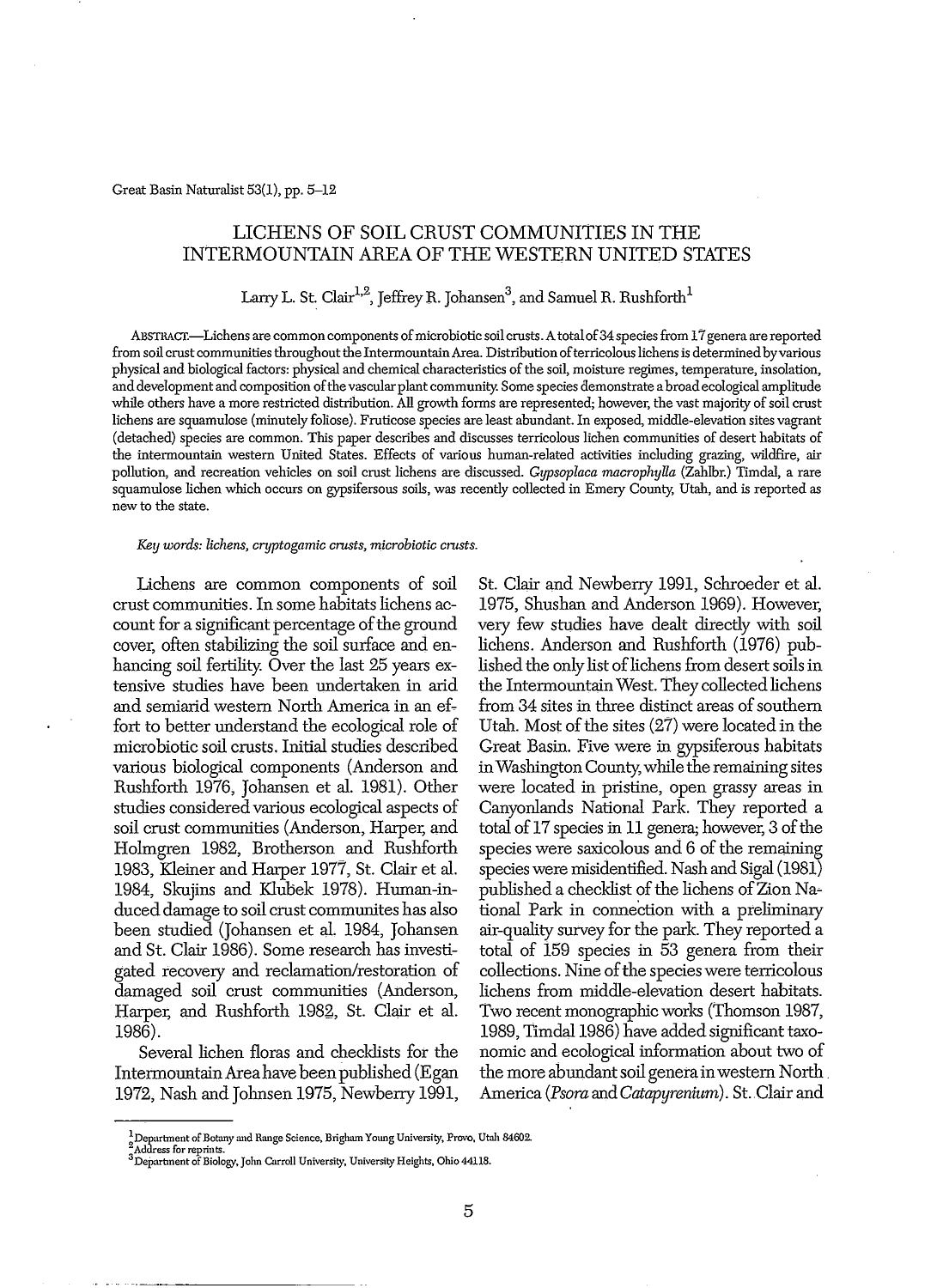Great Basin Naturalist 53(1), pp. 5–12

# LICHENS OF SOIL CRUST COMMUNITIES IN THE INTERMOUNTAIN AREA OF THE WESTERN UNITED STATES

Larry L. St. Clair[1,2], Jeffrey R. Johansen[3], and Samuel R. Rushforth[1]

ABSTRACT.—Lichens are common components of microbiotic soil crusts. A total of 34 species from 17 genera are reported from soil crust communities throughout the Intermountain Area. Distribution of terricolous lichens is determined by various physical and biological factors: physical and chemical characteristics of the soil, moisture regimes, temperature, insolation, and development and composition of the vascular plant community. Some species demonstrate a broad ecological amplitude while others have a more restricted distribution. All growth forms are represented; however, the vast majority of soil crust lichens are squamulose (minutely foliose). Fruticose species are least abundant. In exposed, middle-elevation sites vagrant (detached) species are common. This paper describes and discusses terricolous lichen communities of desert habitats of the intermountain western United States. Effects of various human-related activities including grazing, wildfire, air pollution, and recreation vehicles on soil crust lichens are discussed. *Gypsoplaca macrophylla* (Zahlbr.) Timdal, a rare squamulose lichen which occurs on gypsifersous soils, was recently collected in Emery County, Utah, and is reported as new to the state.

*Key words: lichens, cryptogamic crusts, microbiotic crusts.*

Lichens are common components of soil crust communities. In some habitats lichens account for a significant percentage of the ground cover, often stabilizing the soil surface and enhancing soil fertility. Over the last 25 years extensive studies have been undertaken in arid and semiarid western North America in an effort to better understand the ecological role of microbiotic soil crusts. Initial studies described various biological components (Anderson and Rushforth 1976, Johansen et al. 1981). Other studies considered various ecological aspects of soil crust communities (Anderson, Harper, and Holmgren 1982, Brotherson and Rushforth 1983, Kleiner and Harper 1977, St. Clair et al. 1984, Skujins and Klubek 1978). Human-induced damage to soil crust communites has also been studied (Johansen et al. 1984, Johansen and St. Clair 1986). Some research has investigated recovery and reclamation/restoration of damaged soil crust communities (Anderson, Harper, and Rushforth 1982, St. Clair et al. 1986).

Several lichen floras and checklists for the Intermountain Area have been published (Egan 1972, Nash and Johnsen 1975, Newberry 1991, St. Clair and Newberry 1991, Schroeder et al. 1975, Shushan and Anderson 1969). However, very few studies have dealt directly with soil lichens. Anderson and Rushforth (1976) published the only list of lichens from desert soils in the Intermountain West. They collected lichens from 34 sites in three distinct areas of southern Utah. Most of the sites (27) were located in the Great Basin. Five were in gypsiferous habitats in Washington County, while the remaining sites were located in pristine, open grassy areas in Canyonlands National Park. They reported a total of 17 species in 11 genera; however, 3 of the species were saxicolous and 6 of the remaining species were misidentified. Nash and Sigal (1981) published a checklist of the lichens of Zion National Park in connection with a preliminary air-quality survey for the park. They reported a total of 159 species in 53 genera from their collections. Nine of the species were terricolous lichens from middle-elevation desert habitats. Two recent monographic works (Thomson 1987, 1989, Timdal 1986) have added significant taxonomic and ecological information about two of the more abundant soil genera in western North America (*Psora* and *Catapyrenium*). St. Clair and

---

[1] Department of Botany and Range Science, Brigham Young University, Provo, Utah 84602.
[2] Address for reprints.
[3] Department of Biology, John Carroll University, University Heights, Ohio 44118.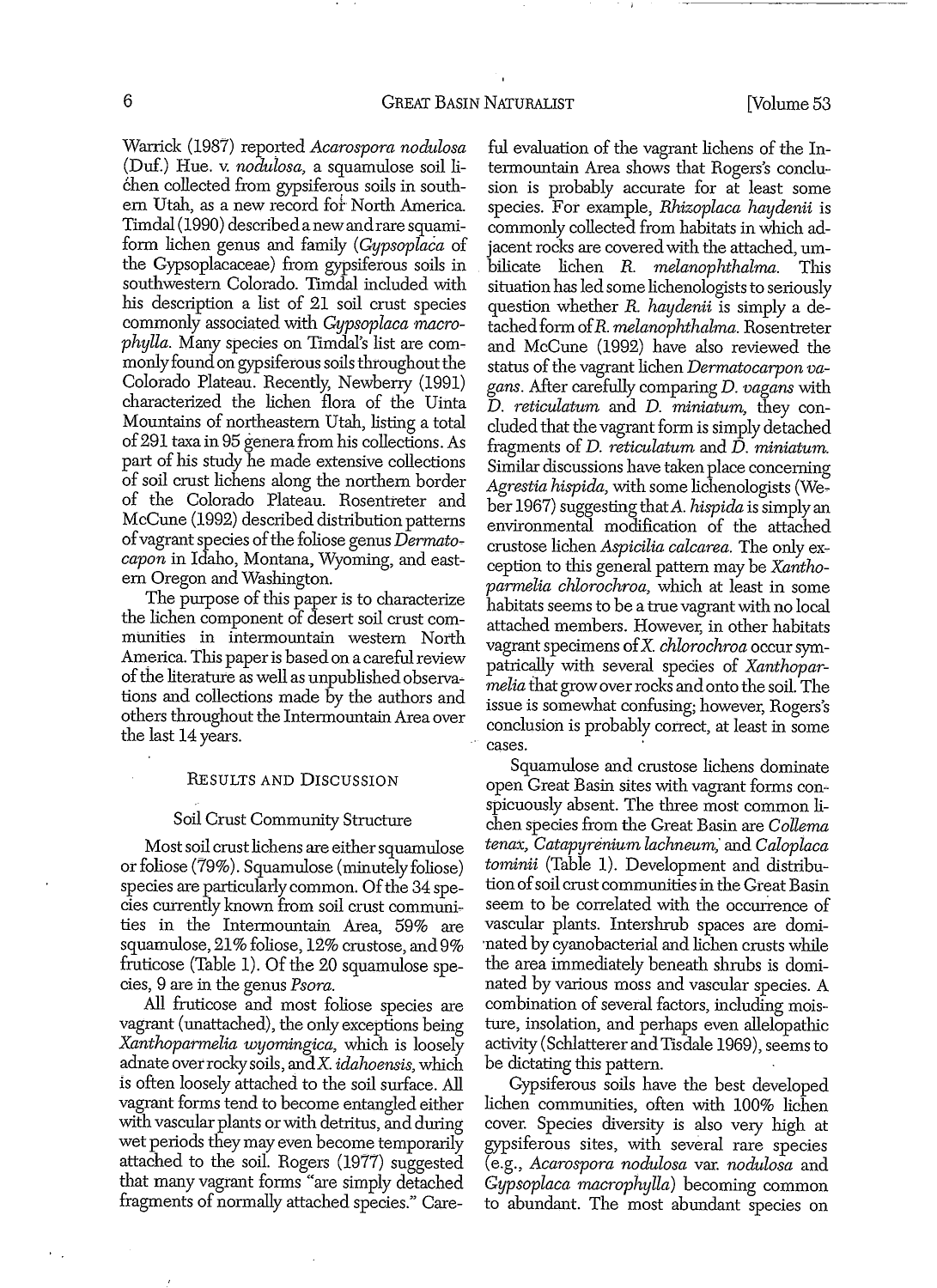Warrick (1987) reported *Acarospora nodulosa* (Duf.) Hue. v. *nodulosa*, a squamulose soil lichen collected from gypsiferous soils in southern Utah, as a new record for North America. Timdal (1990) described a new and rare squamiform lichen genus and family (*Gypsoplaca* of the Gypsoplacaceae) from gypsiferous soils in southwestern Colorado. Timdal included with his description a list of 21 soil crust species commonly associated with *Gypsoplaca macrophylla*. Many species on Timdal's list are commonly found on gypsiferous soils throughout the Colorado Plateau. Recently, Newberry (1991) characterized the lichen flora of the Uinta Mountains of northeastern Utah, listing a total of 291 taxa in 95 genera from his collections. As part of his study he made extensive collections of soil crust lichens along the northern border of the Colorado Plateau. Rosentreter and McCune (1992) described distribution patterns of vagrant species of the foliose genus *Dermatocapon* in Idaho, Montana, Wyoming, and eastern Oregon and Washington.

The purpose of this paper is to characterize the lichen component of desert soil crust communities in intermountain western North America. This paper is based on a careful review of the literature as well as unpublished observations and collections made by the authors and others throughout the Intermountain Area over the last 14 years.

## Results and Discussion

### Soil Crust Community Structure

Most soil crust lichens are either squamulose or foliose (79%). Squamulose (minutely foliose) species are particularly common. Of the 34 species currently known from soil crust communities in the Intermountain Area, 59% are squamulose, 21% foliose, 12% crustose, and 9% fruticose (Table 1). Of the 20 squamulose species, 9 are in the genus *Psora*.

All fruticose and most foliose species are vagrant (unattached), the only exceptions being *Xanthoparmelia wyomingica*, which is loosely adnate over rocky soils, and *X. idahoensis*, which is often loosely attached to the soil surface. All vagrant forms tend to become entangled either with vascular plants or with detritus, and during wet periods they may even become temporarily attached to the soil. Rogers (1977) suggested that many vagrant forms "are simply detached fragments of normally attached species." Careful evaluation of the vagrant lichens of the Intermountain Area shows that Rogers's conclusion is probably accurate for at least some species. For example, *Rhizoplaca haydenii* is commonly collected from habitats in which adjacent rocks are covered with the attached, umbilicate lichen *R. melanophthalma*. This situation has led some lichenologists to seriously question whether *R. haydenii* is simply a detached form of *R. melanophthalma*. Rosentreter and McCune (1992) have also reviewed the status of the vagrant lichen *Dermatocarpon vagans*. After carefully comparing *D. vagans* with *D. reticulatum* and *D. miniatum*, they concluded that the vagrant form is simply detached fragments of *D. reticulatum* and *D. miniatum*. Similar discussions have taken place concerning *Agrestia hispida*, with some lichenologists (Weber 1967) suggesting that *A. hispida* is simply an environmental modification of the attached crustose lichen *Aspicilia calcarea*. The only exception to this general pattern may be *Xanthoparmelia chlorochroa*, which at least in some habitats seems to be a true vagrant with no local attached members. However, in other habitats vagrant specimens of *X. chlorochroa* occur sympatrically with several species of *Xanthoparmelia* that grow over rocks and onto the soil. The issue is somewhat confusing; however, Rogers's conclusion is probably correct, at least in some cases.

Squamulose and crustose lichens dominate open Great Basin sites with vagrant forms conspicuously absent. The three most common lichen species from the Great Basin are *Collema tenax*, *Catapyrenium lachneum*, and *Caloplaca tominii* (Table 1). Development and distribution of soil crust communities in the Great Basin seem to be correlated with the occurrence of vascular plants. Intershrub spaces are dominated by cyanobacterial and lichen crusts while the area immediately beneath shrubs is dominated by various moss and vascular species. A combination of several factors, including moisture, insolation, and perhaps even allelopathic activity (Schlatterer and Tisdale 1969), seems to be dictating this pattern.

Gypsiferous soils have the best developed lichen communities, often with 100% lichen cover. Species diversity is also very high at gypsiferous sites, with several rare species (e.g., *Acarospora nodulosa* var. *nodulosa* and *Gypsoplaca macrophylla*) becoming common to abundant. The most abundant species on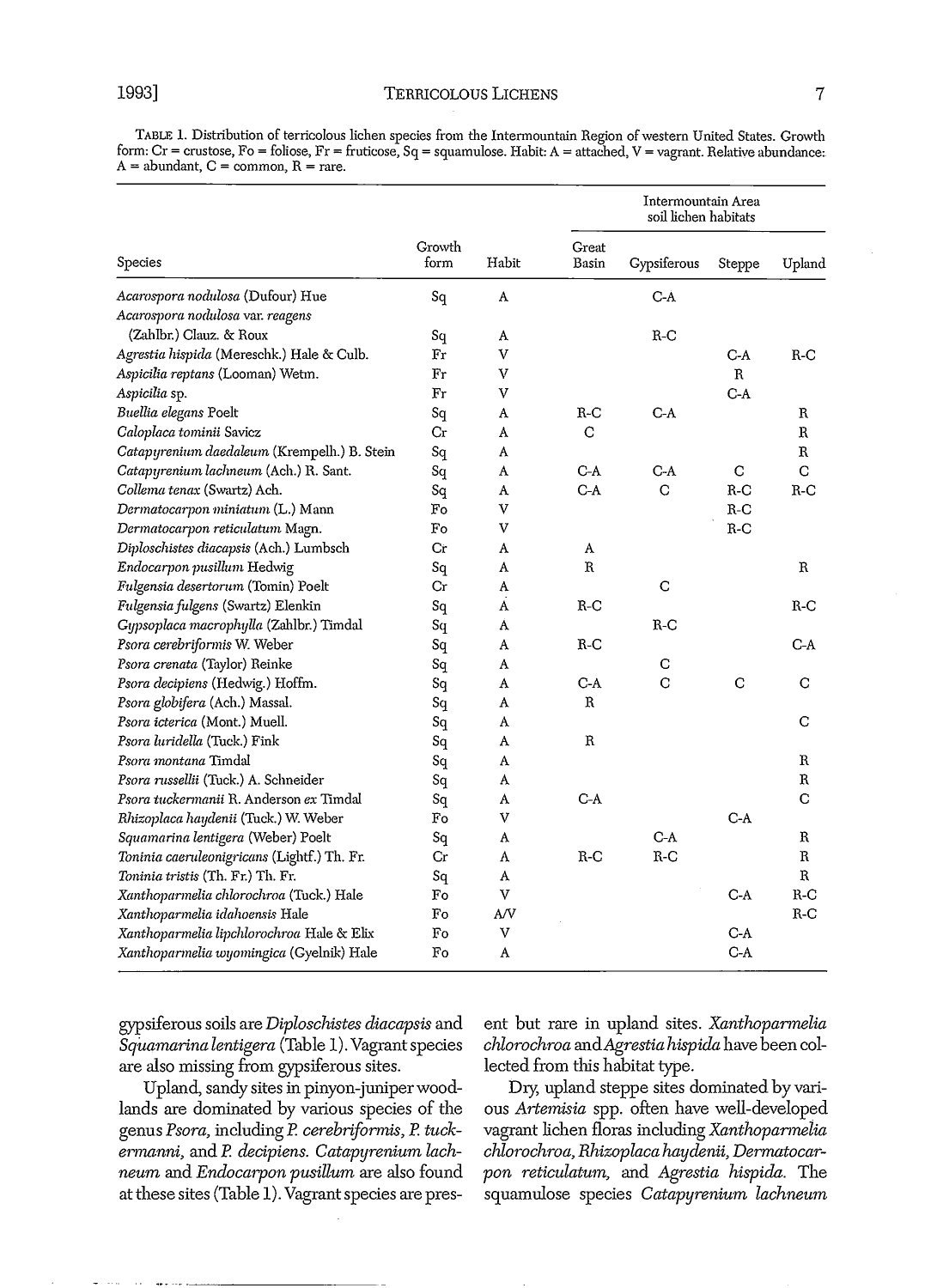TABLE 1. Distribution of terricolous lichen species from the Intermountain Region of western United States. Growth form: Cr = crustose, Fo = foliose, Fr = fruticose, Sq = squamulose. Habit: A = attached, V = vagrant. Relative abundance: A = abundant, C = common, R = rare.

| Species | Growth form | Habit | Intermountain Area soil lichen habitats | | | |
|---|---|---|---|---|---|---|
| | | | Great Basin | Gypsiferous | Steppe | Upland |
| *Acarospora nodulosa* (Dufour) Hue | Sq | A | | C-A | | |
| *Acarospora nodulosa* var. *reagens* (Zahlbr.) Clauz. & Roux | Sq | A | | R-C | | |
| *Agrestia hispida* (Mereschk.) Hale & Culb. | Fr | V | | | C-A | R-C |
| *Aspicilia reptans* (Looman) Wetm. | Fr | V | | | R | |
| *Aspicilia* sp. | Fr | V | | | C-A | |
| *Buellia elegans* Poelt | Sq | A | R-C | C-A | | R |
| *Caloplaca tominii* Savicz | Cr | A | C | | | R |
| *Catapyrenium daedaleum* (Krempelh.) B. Stein | Sq | A | | | | R |
| *Catapyrenium lachneum* (Ach.) R. Sant. | Sq | A | C-A | C-A | C | C |
| *Collema tenax* (Swartz) Ach. | Sq | A | C-A | C | R-C | R-C |
| *Dermatocarpon miniatum* (L.) Mann | Fo | V | | | R-C | |
| *Dermatocarpon reticulatum* Magn. | Fo | V | | | R-C | |
| *Diploschistes diacapsis* (Ach.) Lumbsch | Cr | A | A | | | |
| *Endocarpon pusillum* Hedwig | Sq | A | R | | | R |
| *Fulgensia desertorum* (Tomin) Poelt | Cr | A | | C | | |
| *Fulgensia fulgens* (Swartz) Elenkin | Sq | A | R-C | | | R-C |
| *Gypsoplaca macrophylla* (Zahlbr.) Timdal | Sq | A | | R-C | | |
| *Psora cerebriformis* W. Weber | Sq | A | R-C | | | C-A |
| *Psora crenata* (Taylor) Reinke | Sq | A | | C | | |
| *Psora decipiens* (Hedwig.) Hoffm. | Sq | A | C-A | C | C | C |
| *Psora globifera* (Ach.) Massal. | Sq | A | R | | | |
| *Psora icterica* (Mont.) Muell. | Sq | A | | | | C |
| *Psora luridella* (Tuck.) Fink | Sq | A | R | | | |
| *Psora montana* Timdal | Sq | A | | | | R |
| *Psora russellii* (Tuck.) A. Schneider | Sq | A | | | | R |
| *Psora tuckermanii* R. Anderson *ex* Timdal | Sq | A | C-A | | | C |
| *Rhizoplaca haydenii* (Tuck.) W. Weber | Fo | V | | | C-A | |
| *Squamarina lentigera* (Weber) Poelt | Sq | A | | C-A | | R |
| *Toninia caeruleonigricans* (Lightf.) Th. Fr. | Cr | A | R-C | R-C | | R |
| *Toninia tristis* (Th. Fr.) Th. Fr. | Sq | A | | | | R |
| *Xanthoparmelia chlorochroa* (Tuck.) Hale | Fo | V | | | C-A | R-C |
| *Xanthoparmelia idahoensis* Hale | Fo | A/V | | | | R-C |
| *Xanthoparmelia lipchlorochroa* Hale & Elix | Fo | V | | | C-A | |
| *Xanthoparmelia wyomingica* (Gyelnik) Hale | Fo | A | | | C-A | |

gypsiferous soils are *Diploschistes diacapsis* and *Squamarina lentigera* (Table 1). Vagrant species are also missing from gypsiferous sites.

Upland, sandy sites in pinyon-juniper woodlands are dominated by various species of the genus *Psora*, including *P. cerebriformis*, *P. tuckermanni*, and *P. decipiens*. *Catapyrenium lachneum* and *Endocarpon pusillum* are also found at these sites (Table 1). Vagrant species are present but rare in upland sites. *Xanthoparmelia chlorochroa* and *Agrestia hispida* have been collected from this habitat type.

Dry, upland steppe sites dominated by various *Artemisia* spp. often have well-developed vagrant lichen floras including *Xanthoparmelia chlorochroa*, *Rhizoplaca haydenii*, *Dermatocarpon reticulatum*, and *Agrestia hispida*. The squamulose species *Catapyrenium lachneum*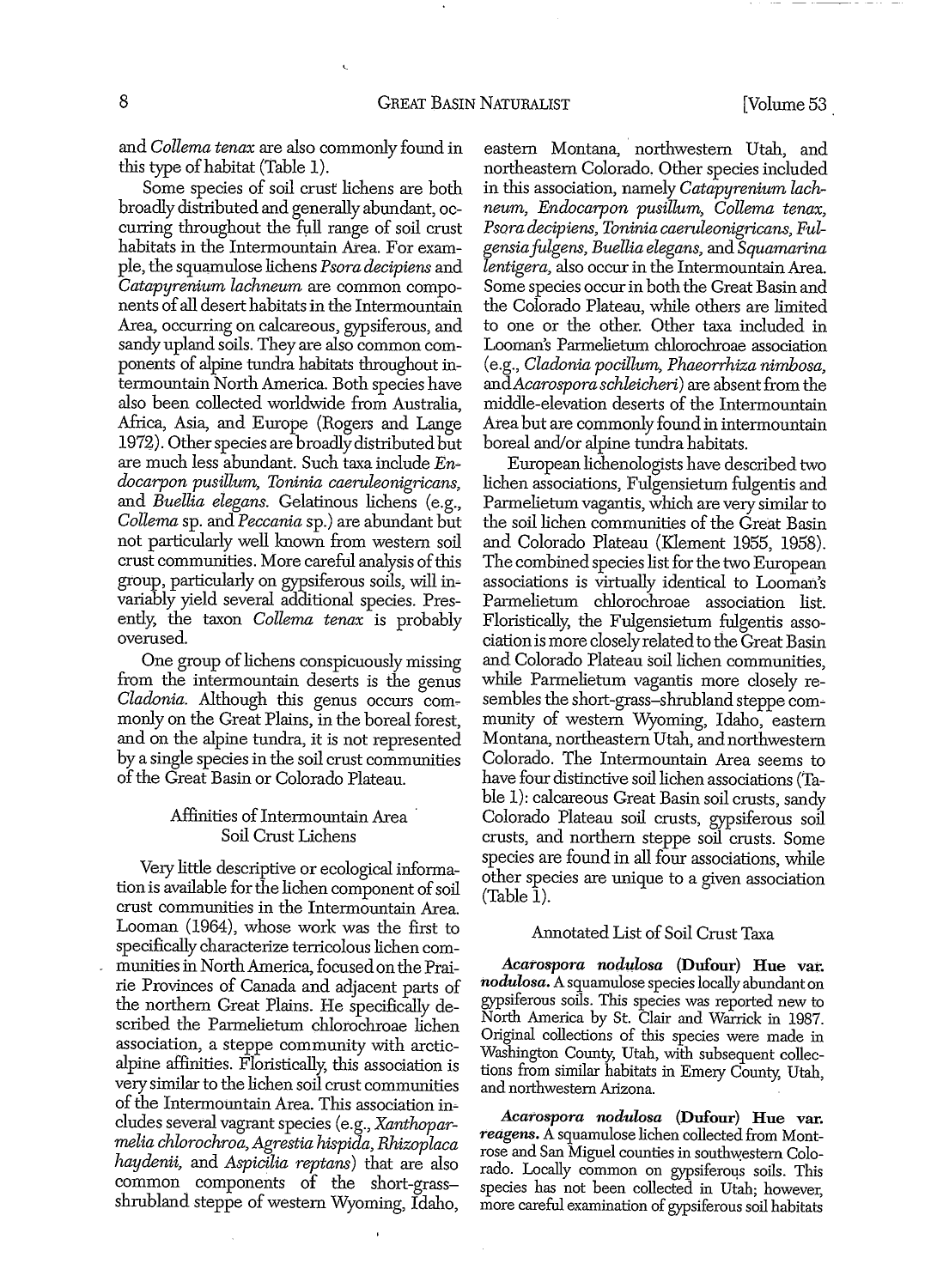and *Collema tenax* are also commonly found in this type of habitat (Table 1).

Some species of soil crust lichens are both broadly distributed and generally abundant, occurring throughout the full range of soil crust habitats in the Intermountain Area. For example, the squamulose lichens *Psora decipiens* and *Catapyrenium lachneum* are common components of all desert habitats in the Intermountain Area, occurring on calcareous, gypsiferous, and sandy upland soils. They are also common components of alpine tundra habitats throughout intermountain North America. Both species have also been collected worldwide from Australia, Africa, Asia, and Europe (Rogers and Lange 1972). Other species are broadly distributed but are much less abundant. Such taxa include *Endocarpon pusillum*, *Toninia caeruleonigricans*, and *Buellia elegans*. Gelatinous lichens (e.g., *Collema* sp. and *Peccania* sp.) are abundant but not particularly well known from western soil crust communities. More careful analysis of this group, particularly on gypsiferous soils, will invariably yield several additional species. Presently, the taxon *Collema tenax* is probably overused.

One group of lichens conspicuously missing from the intermountain deserts is the genus *Cladonia*. Although this genus occurs commonly on the Great Plains, in the boreal forest, and on the alpine tundra, it is not represented by a single species in the soil crust communities of the Great Basin or Colorado Plateau.

## Affinities of Intermountain Area Soil Crust Lichens

Very little descriptive or ecological information is available for the lichen component of soil crust communities in the Intermountain Area. Looman (1964), whose work was the first to specifically characterize terricolous lichen communities in North America, focused on the Prairie Provinces of Canada and adjacent parts of the northern Great Plains. He specifically described the Parmelietum chlorochroae lichen association, a steppe community with arctic-alpine affinities. Floristically, this association is very similar to the lichen soil crust communities of the Intermountain Area. This association includes several vagrant species (e.g., *Xanthoparmelia chlorochroa*, *Agrestia hispida*, *Rhizoplaca haydenii*, and *Aspicilia reptans*) that are also common components of the short-grass–shrubland steppe of western Wyoming, Idaho, eastern Montana, northwestern Utah, and northeastern Colorado. Other species included in this association, namely *Catapyrenium lachneum*, *Endocarpon pusillum*, *Collema tenax*, *Psora decipiens*, *Toninia caeruleonigricans*, *Fulgensia fulgens*, *Buellia elegans*, and *Squamarina lentigera*, also occur in the Intermountain Area. Some species occur in both the Great Basin and the Colorado Plateau, while others are limited to one or the other. Other taxa included in Looman's Parmelietum chlorochroae association (e.g., *Cladonia pocillum*, *Phaeorrhiza nimbosa*, and *Acarospora schleicheri*) are absent from the middle-elevation deserts of the Intermountain Area but are commonly found in intermountain boreal and/or alpine tundra habitats.

European lichenologists have described two lichen associations, Fulgensietum fulgentis and Parmelietum vagantis, which are very similar to the soil lichen communities of the Great Basin and Colorado Plateau (Klement 1955, 1958). The combined species list for the two European associations is virtually identical to Looman's Parmelietum chlorochroae association list. Floristically, the Fulgensietum fulgentis association is more closely related to the Great Basin and Colorado Plateau soil lichen communities, while Parmelietum vagantis more closely resembles the short-grass–shrubland steppe community of western Wyoming, Idaho, eastern Montana, northeastern Utah, and northwestern Colorado. The Intermountain Area seems to have four distinctive soil lichen associations (Table 1): calcareous Great Basin soil crusts, sandy Colorado Plateau soil crusts, gypsiferous soil crusts, and northern steppe soil crusts. Some species are found in all four associations, while other species are unique to a given association (Table 1).

## Annotated List of Soil Crust Taxa

***Acarospora nodulosa* (Dufour) Hue var. *nodulosa*.** A squamulose species locally abundant on gypsiferous soils. This species was reported new to North America by St. Clair and Warrick in 1987. Original collections of this species were made in Washington County, Utah, with subsequent collections from similar habitats in Emery County, Utah, and northwestern Arizona.

***Acarospora nodulosa* (Dufour) Hue var. *reagens*.** A squamulose lichen collected from Montrose and San Miguel counties in southwestern Colorado. Locally common on gypsiferous soils. This species has not been collected in Utah; however, more careful examination of gypsiferous soil habitats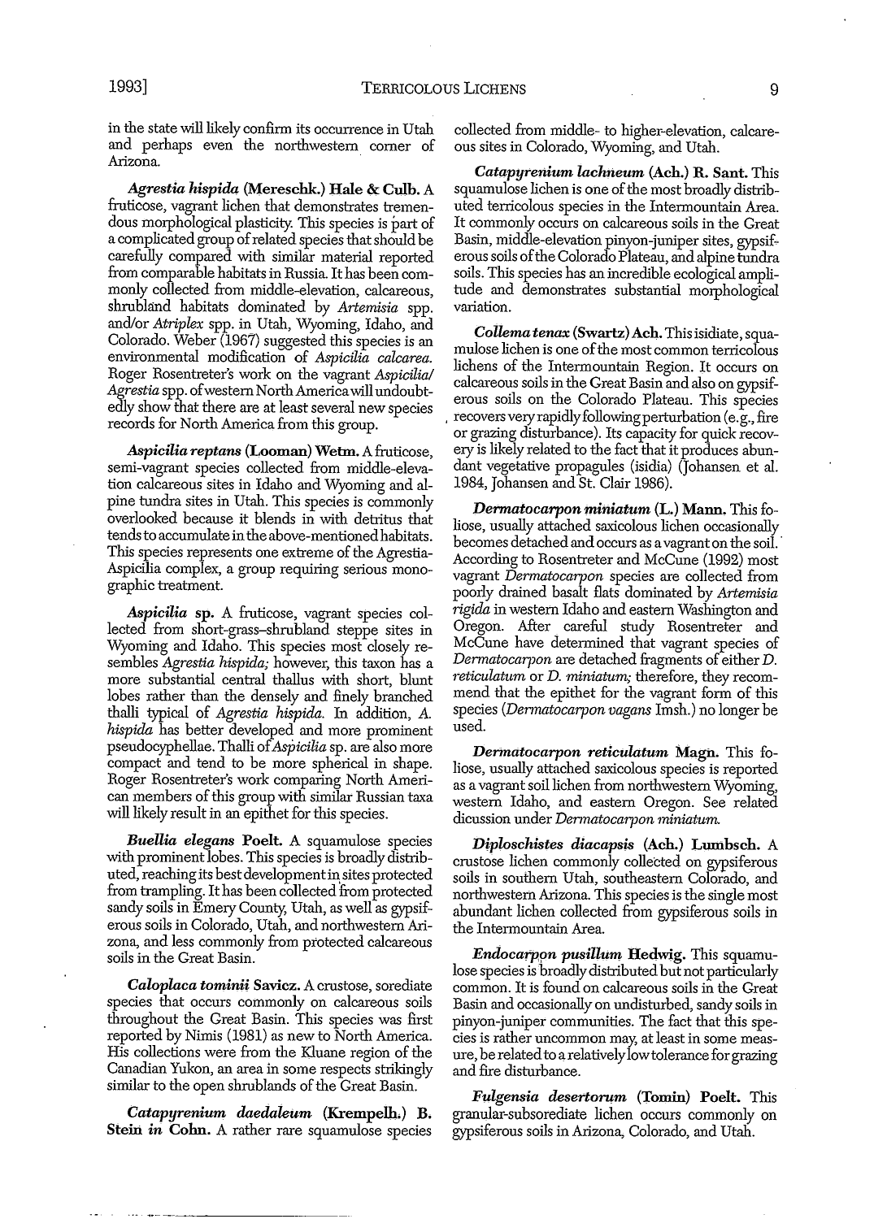in the state will likely confirm its occurrence in Utah and perhaps even the northwestern corner of Arizona.

***Agrestia hispida* (Mereschk.) Hale & Culb.** A fruticose, vagrant lichen that demonstrates tremendous morphological plasticity. This species is part of a complicated group of related species that should be carefully compared with similar material reported from comparable habitats in Russia. It has been commonly collected from middle-elevation, calcareous, shrubland habitats dominated by *Artemisia* spp. and/or *Atriplex* spp. in Utah, Wyoming, Idaho, and Colorado. Weber (1967) suggested this species is an environmental modification of *Aspicilia calcarea*. Roger Rosentreter's work on the vagrant *Aspicilia/Agrestia* spp. of western North America will undoubtedly show that there are at least several new species records for North America from this group.

***Aspicilia reptans* (Looman) Wetm.** A fruticose, semi-vagrant species collected from middle-elevation calcareous sites in Idaho and Wyoming and alpine tundra sites in Utah. This species is commonly overlooked because it blends in with detritus that tends to accumulate in the above-mentioned habitats. This species represents one extreme of the Agrestia-Aspicilia complex, a group requiring serious monographic treatment.

***Aspicilia* sp.** A fruticose, vagrant species collected from short-grass–shrubland steppe sites in Wyoming and Idaho. This species most closely resembles *Agrestia hispida*; however, this taxon has a more substantial central thallus with short, blunt lobes rather than the densely and finely branched thalli typical of *Agrestia hispida*. In addition, *A. hispida* has better developed and more prominent pseudocyphellae. Thalli of *Aspicilia* sp. are also more compact and tend to be more spherical in shape. Roger Rosentreter's work comparing North American members of this group with similar Russian taxa will likely result in an epithet for this species.

***Buellia elegans* Poelt.** A squamulose species with prominent lobes. This species is broadly distributed, reaching its best development in sites protected from trampling. It has been collected from protected sandy soils in Emery County, Utah, as well as gypsiferous soils in Colorado, Utah, and northwestern Arizona, and less commonly from protected calcareous soils in the Great Basin.

***Caloplaca tominii* Savicz.** A crustose, sorediate species that occurs commonly on calcareous soils throughout the Great Basin. This species was first reported by Nimis (1981) as new to North America. His collections were from the Kluane region of the Canadian Yukon, an area in some respects strikingly similar to the open shrublands of the Great Basin.

***Catapyrenium daedaleum* (Krempelh.) B. Stein *in* Cohn.** A rather rare squamulose species collected from middle- to higher-elevation, calcareous sites in Colorado, Wyoming, and Utah.

***Catapyrenium lachneum* (Ach.) R. Sant.** This squamulose lichen is one of the most broadly distributed terricolous species in the Intermountain Area. It commonly occurs on calcareous soils in the Great Basin, middle-elevation pinyon-juniper sites, gypsiferous soils of the Colorado Plateau, and alpine tundra soils. This species has an incredible ecological amplitude and demonstrates substantial morphological variation.

***Collema tenax* (Swartz) Ach.** This isidiate, squamulose lichen is one of the most common terricolous lichens of the Intermountain Region. It occurs on calcareous soils in the Great Basin and also on gypsiferous soils on the Colorado Plateau. This species recovers very rapidly following perturbation (e.g., fire or grazing disturbance). Its capacity for quick recovery is likely related to the fact that it produces abundant vegetative propagules (isidia) (Johansen et al. 1984, Johansen and St. Clair 1986).

***Dermatocarpon miniatum* (L.) Mann.** This foliose, usually attached saxicolous lichen occasionally becomes detached and occurs as a vagrant on the soil. According to Rosentreter and McCune (1992) most vagrant *Dermatocarpon* species are collected from poorly drained basalt flats dominated by *Artemisia rigida* in western Idaho and eastern Washington and Oregon. After careful study Rosentreter and McCune have determined that vagrant species of *Dermatocarpon* are detached fragments of either *D. reticulatum* or *D. miniatum*; therefore, they recommend that the epithet for the vagrant form of this species (*Dermatocarpon vagans* Imsh.) no longer be used.

***Dermatocarpon reticulatum* Magn.** This foliose, usually attached saxicolous species is reported as a vagrant soil lichen from northwestern Wyoming, western Idaho, and eastern Oregon. See related dicussion under *Dermatocarpon miniatum*.

***Diploschistes diacapsis* (Ach.) Lumbsch.** A crustose lichen commonly collected on gypsiferous soils in southern Utah, southeastern Colorado, and northwestern Arizona. This species is the single most abundant lichen collected from gypsiferous soils in the Intermountain Area.

***Endocarpon pusillum* Hedwig.** This squamulose species is broadly distributed but not particularly common. It is found on calcareous soils in the Great Basin and occasionally on undisturbed, sandy soils in pinyon-juniper communities. The fact that this species is rather uncommon may, at least in some measure, be related to a relatively low tolerance for grazing and fire disturbance.

***Fulgensia desertorum* (Tomin) Poelt.** This granular-subsorediate lichen occurs commonly on gypsiferous soils in Arizona, Colorado, and Utah.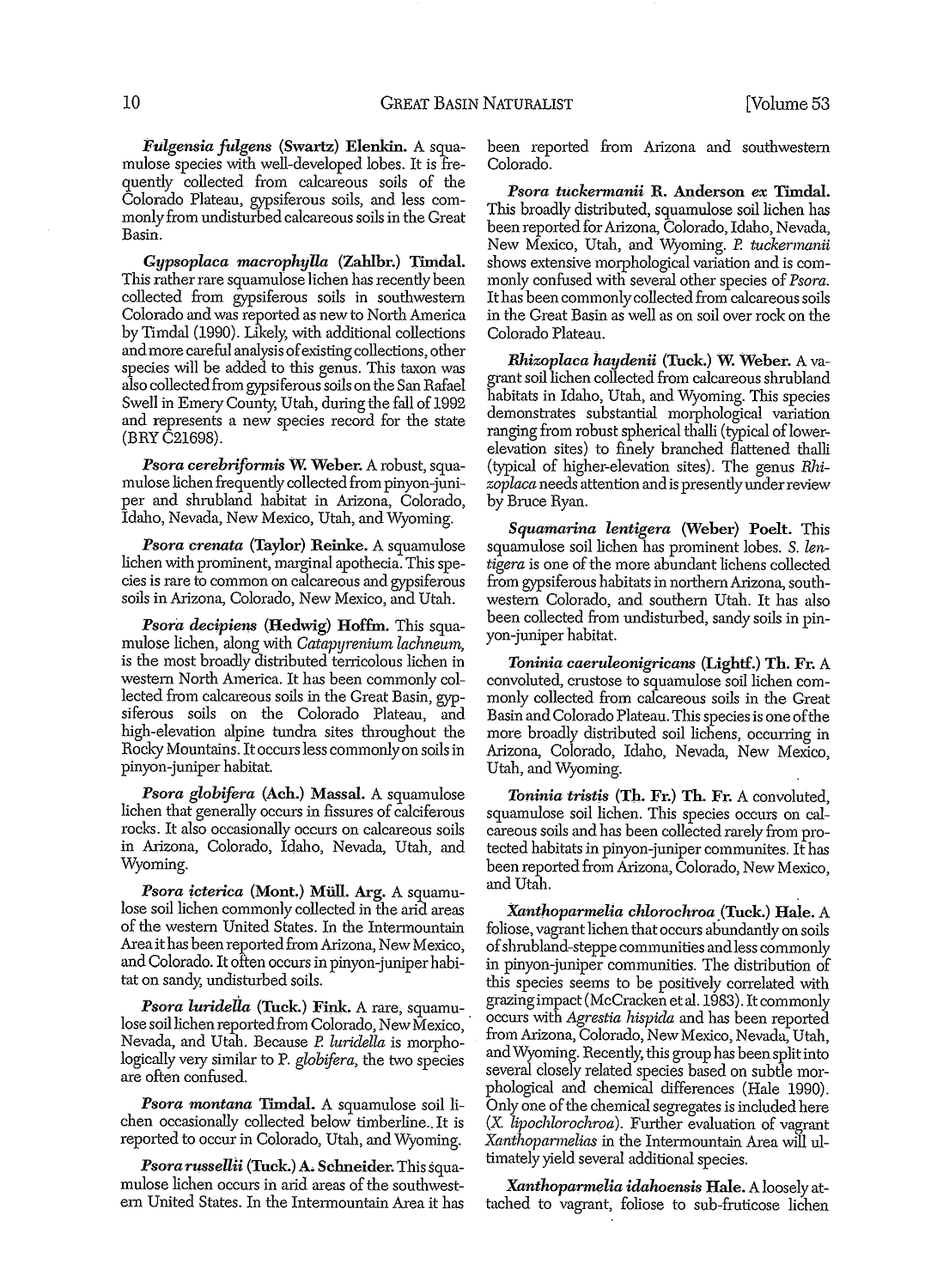***Fulgensia fulgens* (Swartz) Elenkin.** A squamulose species with well-developed lobes. It is frequently collected from calcareous soils of the Colorado Plateau, gypsiferous soils, and less commonly from undisturbed calcareous soils in the Great Basin.

***Gypsoplaca macrophylla* (Zahlbr.) Timdal.** This rather rare squamulose lichen has recently been collected from gypsiferous soils in southwestern Colorado and was reported as new to North America by Timdal (1990). Likely, with additional collections and more careful analysis of existing collections, other species will be added to this genus. This taxon was also collected from gypsiferous soils on the San Rafael Swell in Emery County, Utah, during the fall of 1992 and represents a new species record for the state (BRY C21698).

***Psora cerebriformis* W. Weber.** A robust, squamulose lichen frequently collected from pinyon-juniper and shrubland habitat in Arizona, Colorado, Idaho, Nevada, New Mexico, Utah, and Wyoming.

***Psora crenata* (Taylor) Reinke.** A squamulose lichen with prominent, marginal apothecia. This species is rare to common on calcareous and gypsiferous soils in Arizona, Colorado, New Mexico, and Utah.

***Psora decipiens* (Hedwig) Hoffm.** This squamulose lichen, along with *Catapyrenium lachneum*, is the most broadly distributed terricolous lichen in western North America. It has been commonly collected from calcareous soils in the Great Basin, gypsiferous soils on the Colorado Plateau, and high-elevation alpine tundra sites throughout the Rocky Mountains. It occurs less commonly on soils in pinyon-juniper habitat.

***Psora globifera* (Ach.) Massal.** A squamulose lichen that generally occurs in fissures of calciferous rocks. It also occasionally occurs on calcareous soils in Arizona, Colorado, Idaho, Nevada, Utah, and Wyoming.

***Psora icterica* (Mont.) Müll. Arg.** A squamulose soil lichen commonly collected in the arid areas of the western United States. In the Intermountain Area it has been reported from Arizona, New Mexico, and Colorado. It often occurs in pinyon-juniper habitat on sandy, undisturbed soils.

***Psora luridella* (Tuck.) Fink.** A rare, squamulose soil lichen reported from Colorado, New Mexico, Nevada, and Utah. Because *P. luridella* is morphologically very similar to *P. globifera*, the two species are often confused.

***Psora montana* Timdal.** A squamulose soil lichen occasionally collected below timberline. It is reported to occur in Colorado, Utah, and Wyoming.

***Psora russellii* (Tuck.) A. Schneider.** This squamulose lichen occurs in arid areas of the southwestern United States. In the Intermountain Area it has been reported from Arizona and southwestern Colorado.

***Psora tuckermanii* R. Anderson ex Timdal.** This broadly distributed, squamulose soil lichen has been reported for Arizona, Colorado, Idaho, Nevada, New Mexico, Utah, and Wyoming. *P. tuckermanii* shows extensive morphological variation and is commonly confused with several other species of *Psora*. It has been commonly collected from calcareous soils in the Great Basin as well as on soil over rock on the Colorado Plateau.

***Rhizoplaca haydenii* (Tuck.) W. Weber.** A vagrant soil lichen collected from calcareous shrubland habitats in Idaho, Utah, and Wyoming. This species demonstrates substantial morphological variation ranging from robust spherical thalli (typical of lower-elevation sites) to finely branched flattened thalli (typical of higher-elevation sites). The genus *Rhizoplaca* needs attention and is presently under review by Bruce Ryan.

***Squamarina lentigera* (Weber) Poelt.** This squamulose soil lichen has prominent lobes. *S. lentigera* is one of the more abundant lichens collected from gypsiferous habitats in northern Arizona, southwestern Colorado, and southern Utah. It has also been collected from undisturbed, sandy soils in pinyon-juniper habitat.

***Toninia caeruleonigricans* (Lightf.) Th. Fr.** A convoluted, crustose to squamulose soil lichen commonly collected from calcareous soils in the Great Basin and Colorado Plateau. This species is one of the more broadly distributed soil lichens, occurring in Arizona, Colorado, Idaho, Nevada, New Mexico, Utah, and Wyoming.

***Toninia tristis* (Th. Fr.) Th. Fr.** A convoluted, squamulose soil lichen. This species occurs on calcareous soils and has been collected rarely from protected habitats in pinyon-juniper communites. It has been reported from Arizona, Colorado, New Mexico, and Utah.

***Xanthoparmelia chlorochroa* (Tuck.) Hale.** A foliose, vagrant lichen that occurs abundantly on soils of shrubland-steppe communities and less commonly in pinyon-juniper communities. The distribution of this species seems to be positively correlated with grazing impact (McCracken et al. 1983). It commonly occurs with *Agrestia hispida* and has been reported from Arizona, Colorado, New Mexico, Nevada, Utah, and Wyoming. Recently, this group has been split into several closely related species based on subtle morphological and chemical differences (Hale 1990). Only one of the chemical segregates is included here (*X. lipochlorochroa*). Further evaluation of vagrant *Xanthoparmelias* in the Intermountain Area will ultimately yield several additional species.

***Xanthoparmelia idahoensis* Hale.** A loosely attached to vagrant, foliose to sub-fruticose lichen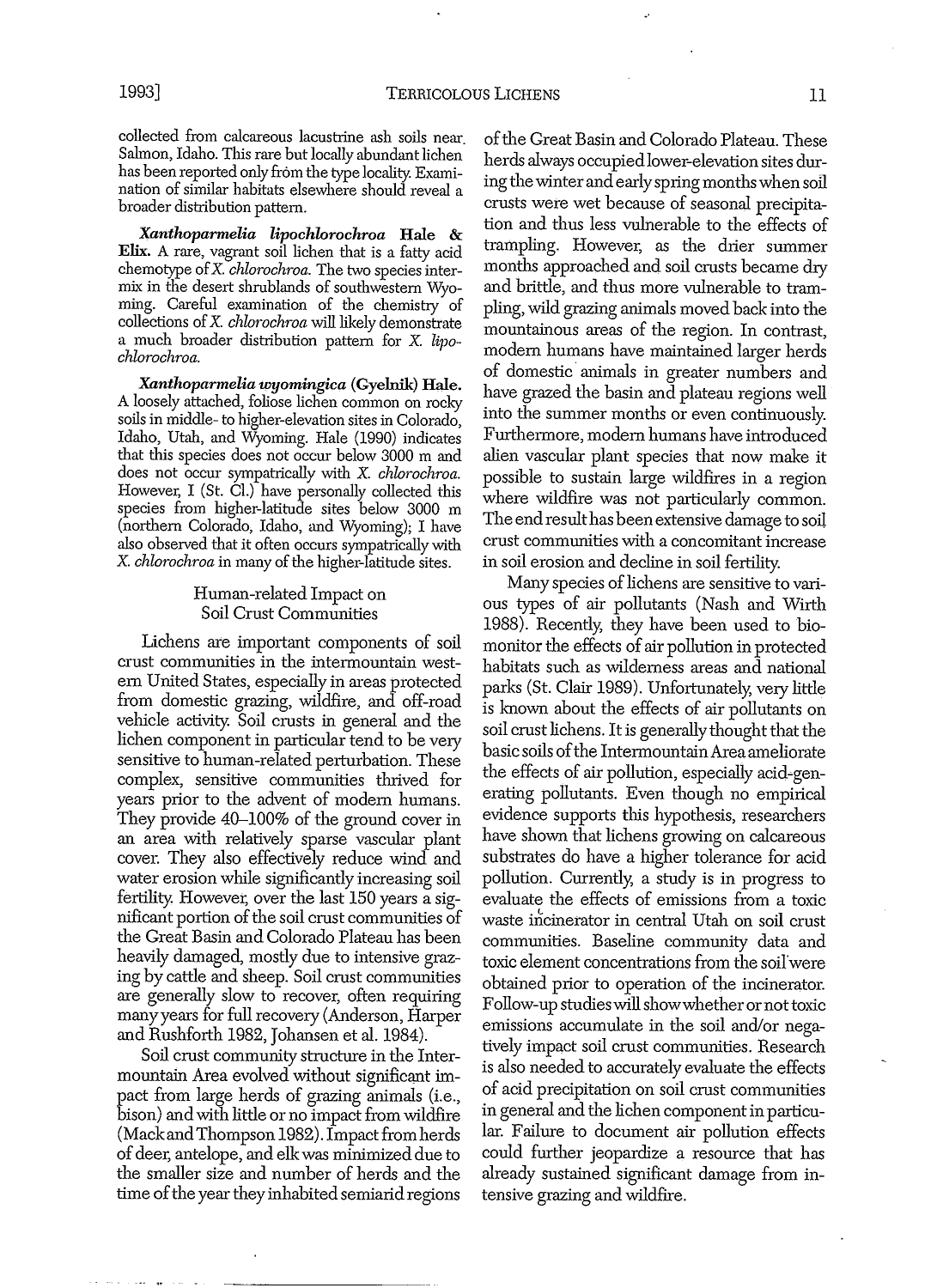collected from calcareous lacustrine ash soils near Salmon, Idaho. This rare but locally abundant lichen has been reported only from the type locality. Examination of similar habitats elsewhere should reveal a broader distribution pattern.

***Xanthoparmelia lipochlorochroa* Hale & Elix.** A rare, vagrant soil lichen that is a fatty acid chemotype of *X. chlorochroa*. The two species intermix in the desert shrublands of southwestern Wyoming. Careful examination of the chemistry of collections of *X. chlorochroa* will likely demonstrate a much broader distribution pattern for *X. lipochlorochroa*.

***Xanthoparmelia wyomingica* (Gyelnik) Hale.** A loosely attached, foliose lichen common on rocky soils in middle- to higher-elevation sites in Colorado, Idaho, Utah, and Wyoming. Hale (1990) indicates that this species does not occur below 3000 m and does not occur sympatrically with *X. chlorochroa*. However, I (St. Cl.) have personally collected this species from higher-latitude sites below 3000 m (northern Colorado, Idaho, and Wyoming); I have also observed that it often occurs sympatrically with *X. chlorochroa* in many of the higher-latitude sites.

## Human-related Impact on Soil Crust Communities

Lichens are important components of soil crust communities in the intermountain western United States, especially in areas protected from domestic grazing, wildfire, and off-road vehicle activity. Soil crusts in general and the lichen component in particular tend to be very sensitive to human-related perturbation. These complex, sensitive communities thrived for years prior to the advent of modern humans. They provide 40–100% of the ground cover in an area with relatively sparse vascular plant cover. They also effectively reduce wind and water erosion while significantly increasing soil fertility. However, over the last 150 years a significant portion of the soil crust communities of the Great Basin and Colorado Plateau has been heavily damaged, mostly due to intensive grazing by cattle and sheep. Soil crust communities are generally slow to recover, often requiring many years for full recovery (Anderson, Harper and Rushforth 1982, Johansen et al. 1984).

Soil crust community structure in the Intermountain Area evolved without significant impact from large herds of grazing animals (i.e., bison) and with little or no impact from wildfire (Mack and Thompson 1982). Impact from herds of deer, antelope, and elk was minimized due to the smaller size and number of herds and the time of the year they inhabited semiarid regions of the Great Basin and Colorado Plateau. These herds always occupied lower-elevation sites during the winter and early spring months when soil crusts were wet because of seasonal precipitation and thus less vulnerable to the effects of trampling. However, as the drier summer months approached and soil crusts became dry and brittle, and thus more vulnerable to trampling, wild grazing animals moved back into the mountainous areas of the region. In contrast, modern humans have maintained larger herds of domestic animals in greater numbers and have grazed the basin and plateau regions well into the summer months or even continuously. Furthermore, modern humans have introduced alien vascular plant species that now make it possible to sustain large wildfires in a region where wildfire was not particularly common. The end result has been extensive damage to soil crust communities with a concomitant increase in soil erosion and decline in soil fertility.

Many species of lichens are sensitive to various types of air pollutants (Nash and Wirth 1988). Recently, they have been used to biomonitor the effects of air pollution in protected habitats such as wilderness areas and national parks (St. Clair 1989). Unfortunately, very little is known about the effects of air pollutants on soil crust lichens. It is generally thought that the basic soils of the Intermountain Area ameliorate the effects of air pollution, especially acid-generating pollutants. Even though no empirical evidence supports this hypothesis, researchers have shown that lichens growing on calcareous substrates do have a higher tolerance for acid pollution. Currently, a study is in progress to evaluate the effects of emissions from a toxic waste incinerator in central Utah on soil crust communities. Baseline community data and toxic element concentrations from the soil were obtained prior to operation of the incinerator. Follow-up studies will show whether or not toxic emissions accumulate in the soil and/or negatively impact soil crust communities. Research is also needed to accurately evaluate the effects of acid precipitation on soil crust communities in general and the lichen component in particular. Failure to document air pollution effects could further jeopardize a resource that has already sustained significant damage from intensive grazing and wildfire.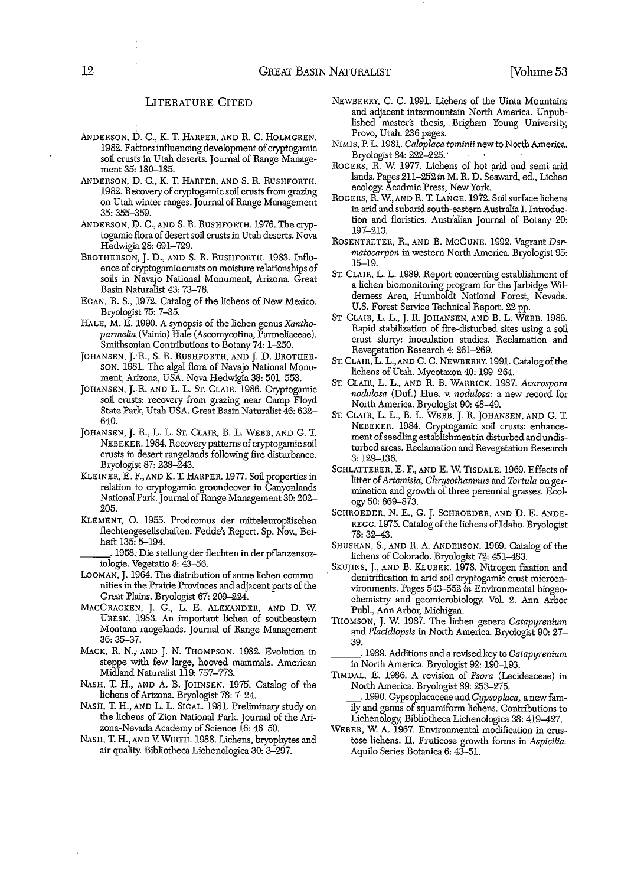## LITERATURE CITED

ANDERSON, D. C., K. T. HARPER, AND R. C. HOLMGREN. 1982. Factors influencing development of cryptogamic soil crusts in Utah deserts. Journal of Range Management 35: 180–185.

ANDERSON, D. C., K. T. HARPER, AND S. R. RUSHFORTH. 1982. Recovery of cryptogamic soil crusts from grazing on Utah winter ranges. Journal of Range Management 35: 355–359.

ANDERSON, D. C., AND S. R. RUSHFORTH. 1976. The cryptogamic flora of desert soil crusts in Utah deserts. Nova Hedwigia 28: 691–729.

BROTHERSON, J. D., AND S. R. RUSHFORTH. 1983. Influence of cryptogamic crusts on moisture relationships of soils in Navajo National Monument, Arizona. Great Basin Naturalist 43: 73–78.

EGAN, R. S., 1972. Catalog of the lichens of New Mexico. Bryologist 75: 7–35.

HALE, M. E. 1990. A synopsis of the lichen genus *Xanthoparmelia* (Vainio) Hale (Ascomycotina, Parmeliaceae). Smithsonian Contributions to Botany 74: 1–250.

JOHANSEN, J. R., S. R. RUSHFORTH, AND J. D. BROTHERSON. 1981. The algal flora of Navajo National Monument, Arizona, USA. Nova Hedwigia 38: 501–553.

JOHANSEN, J. R. AND L. L. ST. CLAIR. 1986. Cryptogamic soil crusts: recovery from grazing near Camp Floyd State Park, Utah USA. Great Basin Naturalist 46: 632–640.

JOHANSEN, J. R., L. L. ST. CLAIR, B. L. WEBB, AND G. T. NEBEKER. 1984. Recovery patterns of cryptogamic soil crusts in desert rangelands following fire disturbance. Bryologist 87: 238–243.

KLEINER, E. F., AND K. T. HARPER. 1977. Soil properties in relation to cryptogamic groundcover in Canyonlands National Park. Journal of Range Management 30: 202–205.

KLEMENT, O. 1955. Prodromus der mitteleuropäischen flechtengesellschaften. Fedde's Repert. Sp. Nov., Beiheft 135: 5–194.

______. 1958. Die stellung der flechten in der pflanzensoziologie. Vegetatio 8: 43–56.

LOOMAN, J. 1964. The distribution of some lichen communities in the Prairie Provinces and adjacent parts of the Great Plains. Bryologist 67: 209–224.

MACCRACKEN, J. G., L. E. ALEXANDER, AND D. W. URESK. 1983. An important lichen of southeastern Montana rangelands. Journal of Range Management 36: 35–37.

MACK, R. N., AND J. N. THOMPSON. 1982. Evolution in steppe with few large, hooved mammals. American Midland Naturalist 119: 757–773.

NASH, T. H., AND A. B. JOHNSEN. 1975. Catalog of the lichens of Arizona. Bryologist 78: 7–24.

NASH, T. H., AND L. L. SIGAL. 1981. Preliminary study on the lichens of Zion National Park. Journal of the Arizona-Nevada Academy of Science 16: 46–50.

NASH, T. H., AND V. WIRTH. 1988. Lichens, bryophytes and air quality. Bibliotheca Lichenologica 30: 3–297.

NEWBERRY, C. C. 1991. Lichens of the Uinta Mountains and adjacent intermountain North America. Unpublished master's thesis, Brigham Young University, Provo, Utah. 236 pages.

NIMIS, P. L. 1981. *Caloplaca tominii* new to North America. Bryologist 84: 222–225.

ROGERS, R. W. 1977. Lichens of hot arid and semi-arid lands. Pages 211–252 *in* M. R. D. Seaward, ed., Lichen ecology. Acadmic Press, New York.

ROGERS, R. W., AND R. T. LANGE. 1972. Soil surface lichens in arid and subarid south-eastern Australia I. Introduction and floristics. Australian Journal of Botany 20: 197–213.

ROSENTRETER, R., AND B. MCCUNE. 1992. Vagrant *Dermatocarpon* in western North America. Bryologist 95: 15–19.

ST. CLAIR, L. L. 1989. Report concerning establishment of a lichen biomonitoring program for the Jarbidge Wilderness Area, Humboldt National Forest, Nevada. U.S. Forest Service Technical Report. 22 pp.

ST. CLAIR, L. L., J. R. JOHANSEN, AND B. L. WEBB. 1986. Rapid stabilization of fire-disturbed sites using a soil crust slurry: inoculation studies. Reclamation and Revegetation Research 4: 261–269.

ST. CLAIR, L. L., AND C. C. NEWBERRY. 1991. Catalog of the lichens of Utah. Mycotaxon 40: 199–264.

ST. CLAIR, L. L., AND R. B. WARRICK. 1987. *Acarospora nodulosa* (Duf.) Hue. v. *nodulosa*: a new record for North America. Bryologist 90: 48–49.

ST. CLAIR, L. L., B. L. WEBB, J. R. JOHANSEN, AND G. T. NEBEKER. 1984. Cryptogamic soil crusts: enhancement of seedling establishment in disturbed and undisturbed areas. Reclamation and Revegetation Research 3: 129–136.

SCHLATTERER, E. F., AND E. W. TISDALE. 1969. Effects of litter of *Artemisia*, *Chrysothamnus* and *Tortula* on germination and growth of three perennial grasses. Ecology 50: 869–873.

SCHROEDER, N. E., G. J. SCHROEDER, AND D. E. ANDEREGG. 1975. Catalog of the lichens of Idaho. Bryologist 78: 32–43.

SHUSHAN, S., AND R. A. ANDERSON. 1969. Catalog of the lichens of Colorado. Bryologist 72: 451–483.

SKUJINS, J., AND B. KLUBEK. 1978. Nitrogen fixation and denitrification in arid soil cryptogamic crust microenvironments. Pages 543–552 *in* Environmental biogeochemistry and geomicrobiology. Vol. 2. Ann Arbor Publ., Ann Arbor, Michigan.

THOMSON, J. W. 1987. The lichen genera *Catapyrenium* and *Placidiopsis* in North America. Bryologist 90: 27–39.

______. 1989. Additions and a revised key to *Catapyrenium* in North America. Bryologist 92: 190–193.

TIMDAL, E. 1986. A revision of *Psora* (Lecideaceae) in North America. Bryologist 89: 253–275.

______. 1990. Gypsoplacaceae and *Gypsoplaca*, a new family and genus of squamiform lichens. Contributions to Lichenology, Bibliotheca Lichenologica 38: 419–427.

WEBER, W. A. 1967. Environmental modification in crustose lichens. II. Fruticose growth forms in *Aspicilia*. Aquilo Series Botanica 6: 43–51.